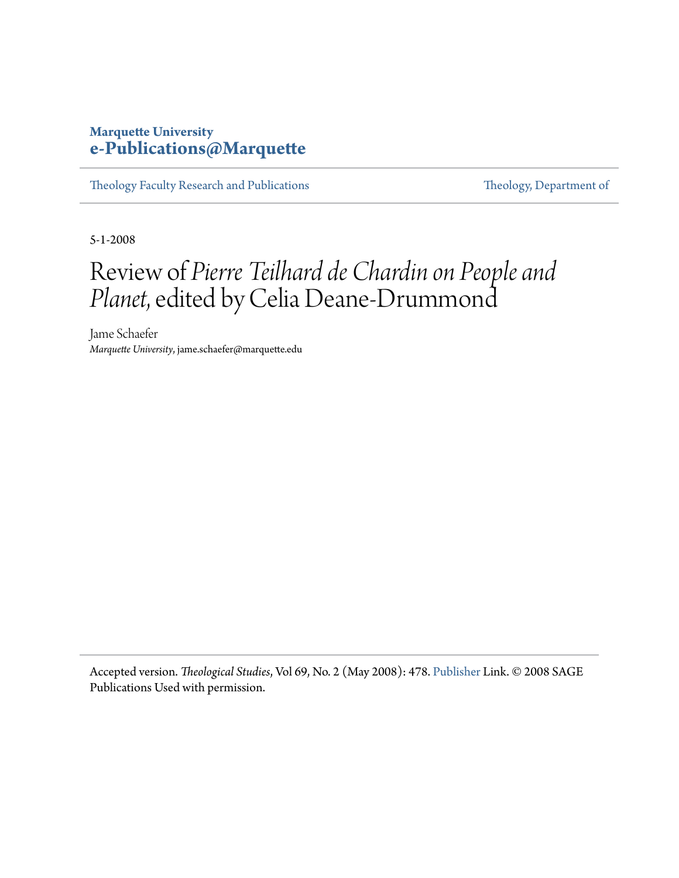Marquette University
**e-Publications@Marquette**

Theology Faculty Research and Publications | Theology, Department of

5-1-2008

# Review of *Pierre Teilhard de Chardin on People and Planet*, edited by Celia Deane-Drummond

Jame Schaefer
*Marquette University*, jame.schaefer@marquette.edu

Accepted version. *Theological Studies*, Vol 69, No. 2 (May 2008): 478. Publisher Link. © 2008 SAGE Publications Used with permission.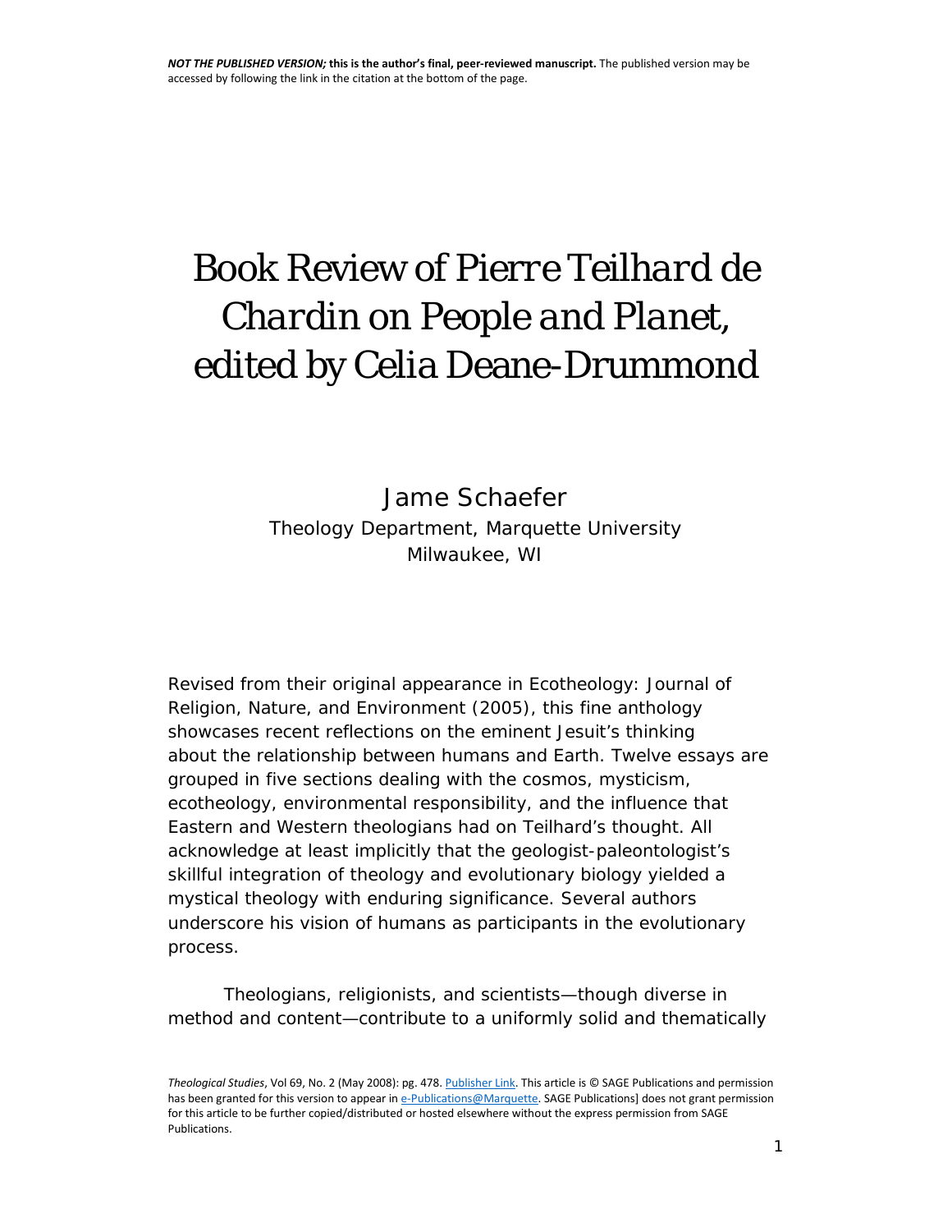NOT THE PUBLISHED VERSION; this is the author's final, peer-reviewed manuscript. The published version may be accessed by following the link in the citation at the bottom of the page.

# Book Review of *Pierre Teilhard de Chardin on People and Planet*, edited by Celia Deane-Drummond

Jame Schaefer
Theology Department, Marquette University
Milwaukee, WI

Revised from their original appearance in Ecotheology: Journal of Religion, Nature, and Environment (2005), this fine anthology showcases recent reflections on the eminent Jesuit's thinking about the relationship between humans and Earth. Twelve essays are grouped in five sections dealing with the cosmos, mysticism, ecotheology, environmental responsibility, and the influence that Eastern and Western theologians had on Teilhard's thought. All acknowledge at least implicitly that the geologist-paleontologist's skillful integration of theology and evolutionary biology yielded a mystical theology with enduring significance. Several authors underscore his vision of humans as participants in the evolutionary process.

Theologians, religionists, and scientists—though diverse in method and content—contribute to a uniformly solid and thematically

*Theological Studies*, Vol 69, No. 2 (May 2008): pg. 478. Publisher Link. This article is © SAGE Publications and permission has been granted for this version to appear in e-Publications@Marquette. SAGE Publications] does not grant permission for this article to be further copied/distributed or hosted elsewhere without the express permission from SAGE Publications.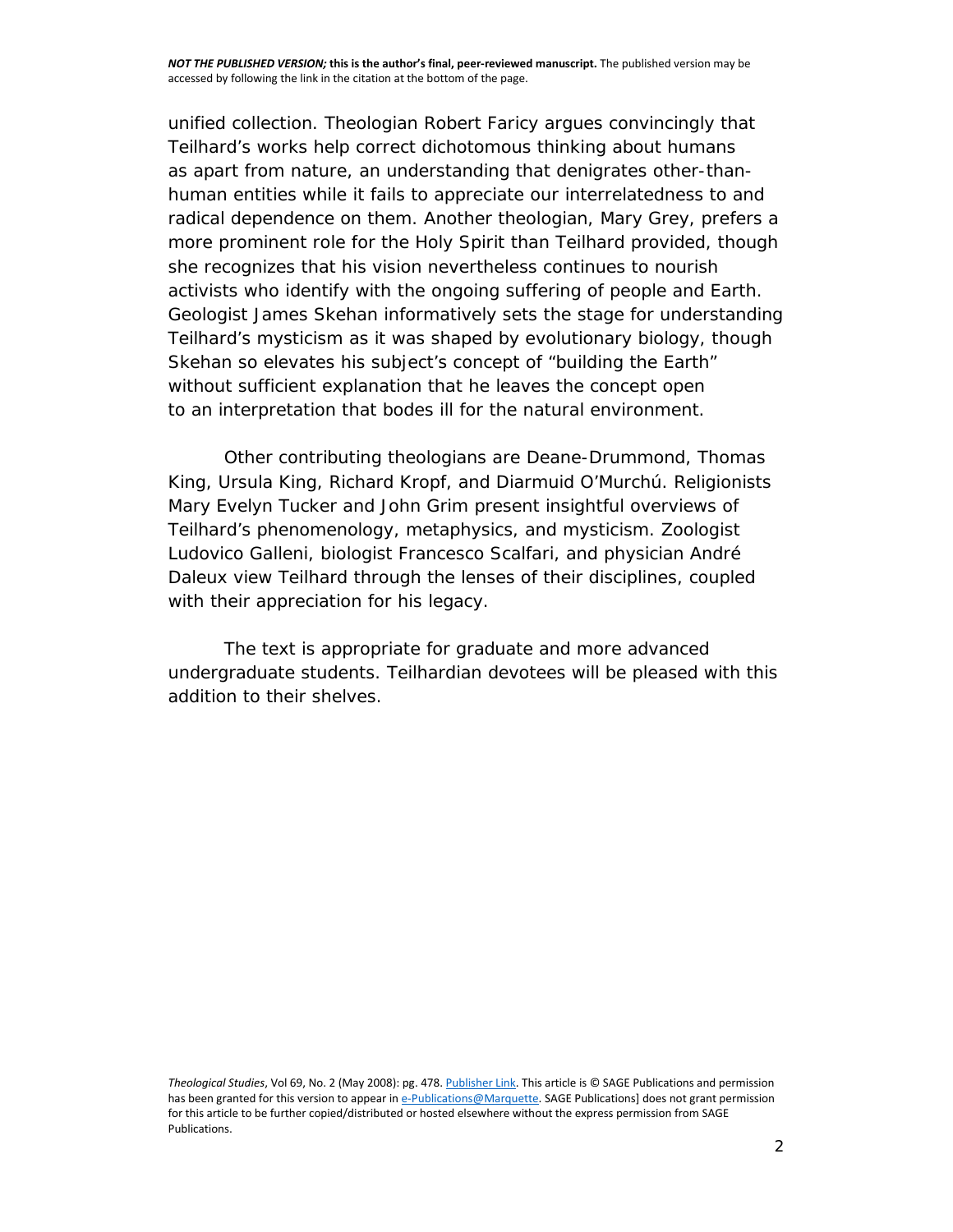unified collection. Theologian Robert Faricy argues convincingly that Teilhard's works help correct dichotomous thinking about humans as apart from nature, an understanding that denigrates other-than-human entities while it fails to appreciate our interrelatedness to and radical dependence on them. Another theologian, Mary Grey, prefers a more prominent role for the Holy Spirit than Teilhard provided, though she recognizes that his vision nevertheless continues to nourish activists who identify with the ongoing suffering of people and Earth. Geologist James Skehan informatively sets the stage for understanding Teilhard's mysticism as it was shaped by evolutionary biology, though Skehan so elevates his subject's concept of "building the Earth" without sufficient explanation that he leaves the concept open to an interpretation that bodes ill for the natural environment.

Other contributing theologians are Deane-Drummond, Thomas King, Ursula King, Richard Kropf, and Diarmuid O'Murchú. Religionists Mary Evelyn Tucker and John Grim present insightful overviews of Teilhard's phenomenology, metaphysics, and mysticism. Zoologist Ludovico Galleni, biologist Francesco Scalfari, and physician André Daleux view Teilhard through the lenses of their disciplines, coupled with their appreciation for his legacy.

The text is appropriate for graduate and more advanced undergraduate students. Teilhardian devotees will be pleased with this addition to their shelves.